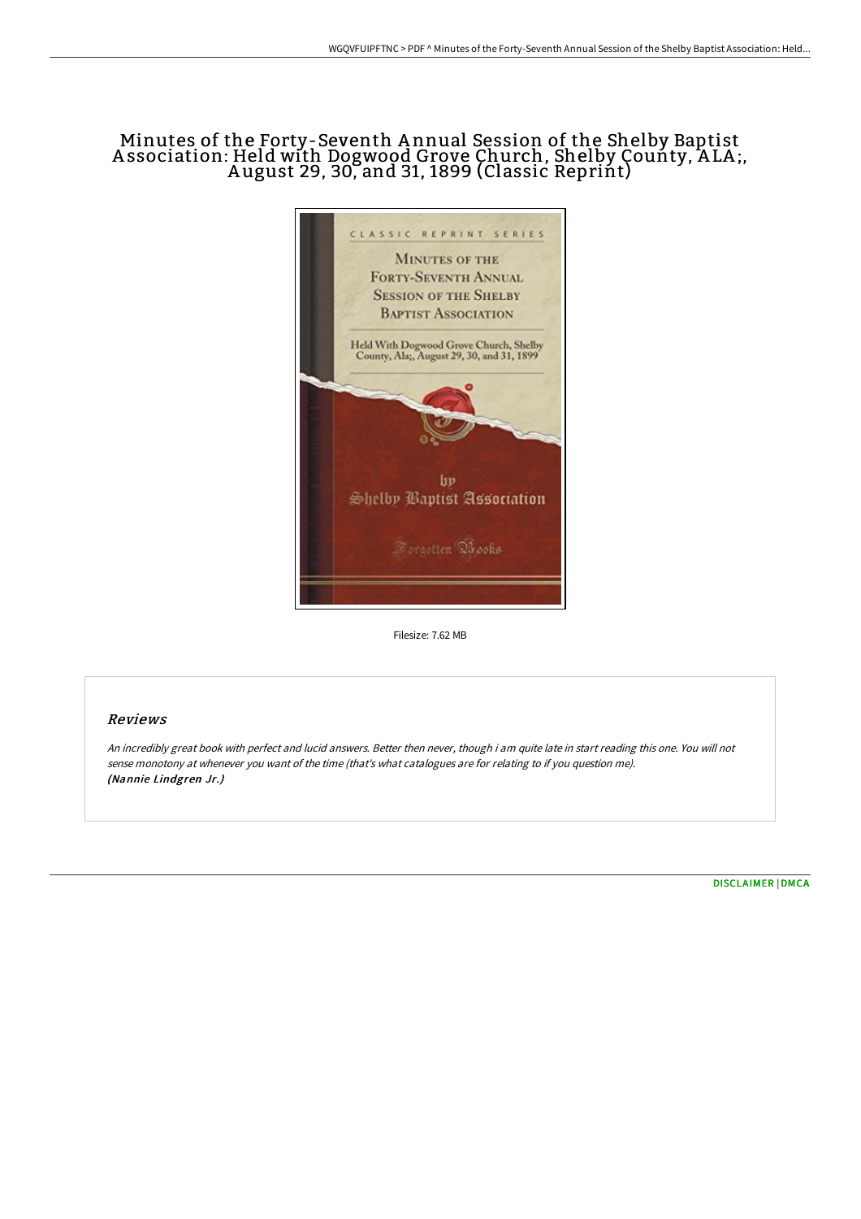# Minutes of the Forty-Seventh Annual Session of the Shelby Baptist Association: Held with Dogwood Grove Church, Shelby County, ALA;, August 29, 30, and 31, 1899 (Classic Reprint)

Filesize: 7.62 MB

## Reviews

*An incredibly great book with perfect and lucid answers. Better then never, though i am quite late in start reading this one. You will not sense monotony at whenever you want of the time (that's what catalogues are for relating to if you question me).*
***(Nannie Lindgren Jr.)***

DISCLAIMER | DMCA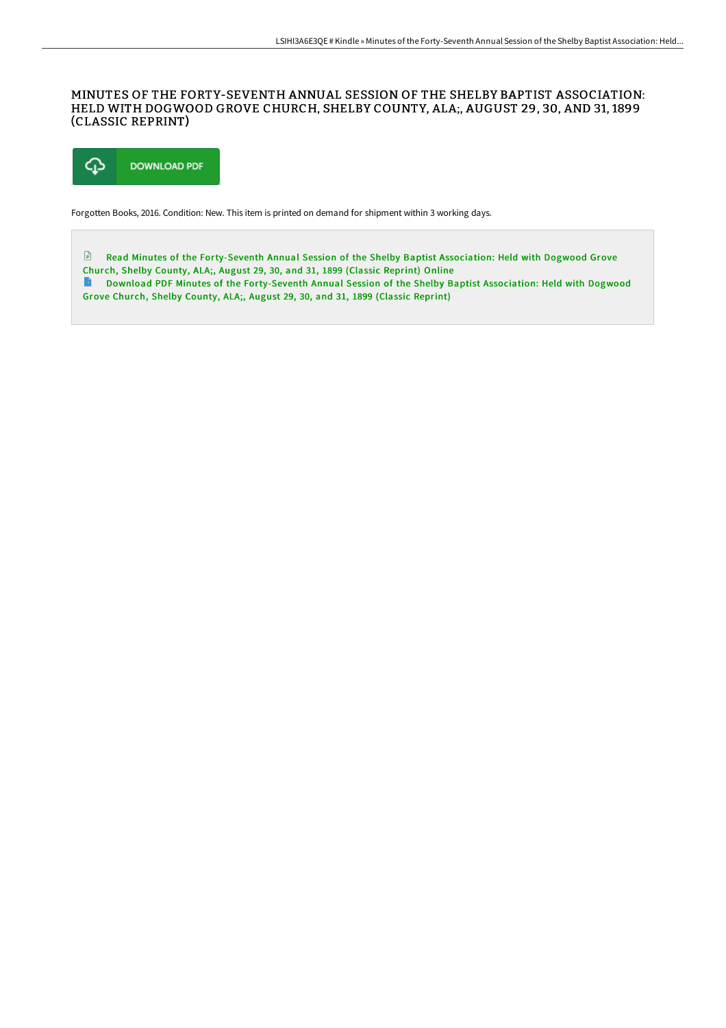# MINUTES OF THE FORTY-SEVENTH ANNUAL SESSION OF THE SHELBY BAPTIST ASSOCIATION: HELD WITH DOGWOOD GROVE CHURCH, SHELBY COUNTY, ALA;, AUGUST 29, 30, AND 31, 1899 (CLASSIC REPRINT)

DOWNLOAD PDF

Forgotten Books, 2016. Condition: New. This item is printed on demand for shipment within 3 working days.

Read Minutes of the Forty-Seventh Annual Session of the Shelby Baptist Association: Held with Dogwood Grove Church, Shelby County, ALA;, August 29, 30, and 31, 1899 (Classic Reprint) Online

Download PDF Minutes of the Forty-Seventh Annual Session of the Shelby Baptist Association: Held with Dogwood Grove Church, Shelby County, ALA;, August 29, 30, and 31, 1899 (Classic Reprint)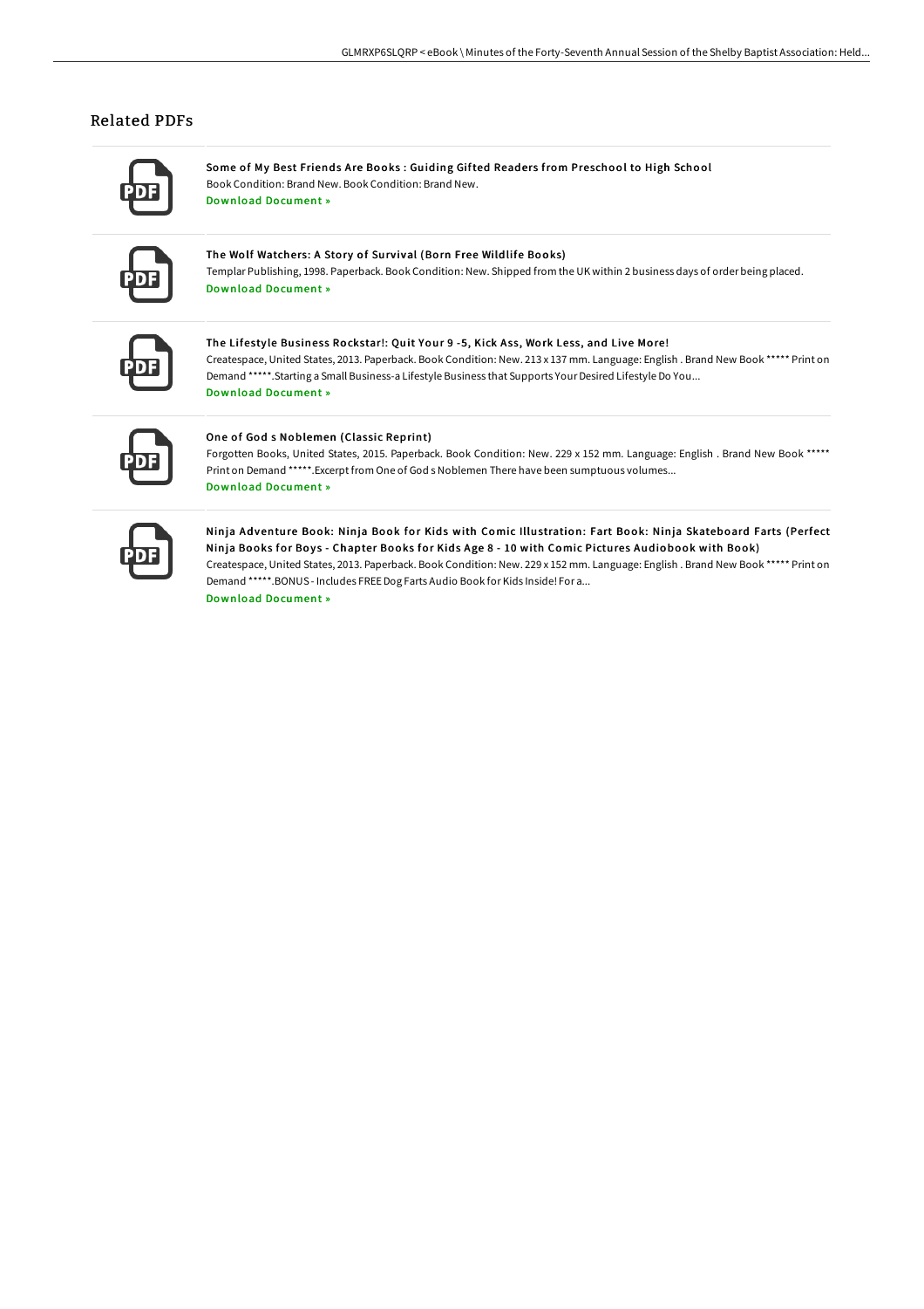## Related PDFs

**Some of My Best Friends Are Books : Guiding Gifted Readers from Preschool to High School**
Book Condition: Brand New. Book Condition: Brand New.
Download Document »

**The Wolf Watchers: A Story of Survival (Born Free Wildlife Books)**
Templar Publishing, 1998. Paperback. Book Condition: New. Shipped from the UK within 2 business days of order being placed.
Download Document »

**The Lifestyle Business Rockstar!: Quit Your 9 -5, Kick Ass, Work Less, and Live More!**
Createspace, United States, 2013. Paperback. Book Condition: New. 213 x 137 mm. Language: English . Brand New Book ***** Print on Demand *****.Starting a Small Business-a Lifestyle Business that Supports Your Desired Lifestyle Do You...
Download Document »

**One of God s Noblemen (Classic Reprint)**
Forgotten Books, United States, 2015. Paperback. Book Condition: New. 229 x 152 mm. Language: English . Brand New Book ***** Print on Demand *****.Excerpt from One of God s Noblemen There have been sumptuous volumes...
Download Document »

**Ninja Adventure Book: Ninja Book for Kids with Comic Illustration: Fart Book: Ninja Skateboard Farts (Perfect Ninja Books for Boys - Chapter Books for Kids Age 8 - 10 with Comic Pictures Audiobook with Book)**
Createspace, United States, 2013. Paperback. Book Condition: New. 229 x 152 mm. Language: English . Brand New Book ***** Print on Demand *****.BONUS - Includes FREE Dog Farts Audio Book for Kids Inside! For a...
Download Document »